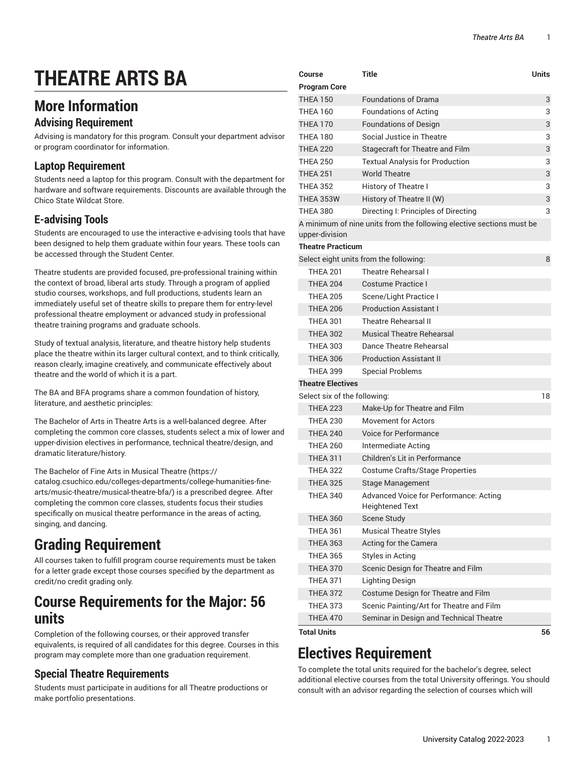# THEATRE ARTS BA

## More Information

### Advising Requirement

Advising is mandatory for this program. Consult your department advisor or program coordinator for information.

### Laptop Requirement

Students need a laptop for this program. Consult with the department for hardware and software requirements. Discounts are available through the Chico State Wildcat Store.

### E-advising Tools

Students are encouraged to use the interactive e-advising tools that have been designed to help them graduate within four years. These tools can be accessed through the Student Center.

Theatre students are provided focused, pre-professional training within the context of broad, liberal arts study. Through a program of applied studio courses, workshops, and full productions, students learn an immediately useful set of theatre skills to prepare them for entry-level professional theatre employment or advanced study in professional theatre training programs and graduate schools.

Study of textual analysis, literature, and theatre history help students place the theatre within its larger cultural context, and to think critically, reason clearly, imagine creatively, and communicate effectively about theatre and the world of which it is a part.

The BA and BFA programs share a common foundation of history, literature, and aesthetic principles:

The Bachelor of Arts in Theatre Arts is a well-balanced degree. After completing the common core classes, students select a mix of lower and upper-division electives in performance, technical theatre/design, and dramatic literature/history.

The Bachelor of Fine Arts in Musical Theatre (https://catalog.csuchico.edu/colleges-departments/college-humanities-fine-arts/music-theatre/musical-theatre-bfa/) is a prescribed degree. After completing the common core classes, students focus their studies specifically on musical theatre performance in the areas of acting, singing, and dancing.

## Grading Requirement

All courses taken to fulfill program course requirements must be taken for a letter grade except those courses specified by the department as credit/no credit grading only.

## Course Requirements for the Major: 56 units

Completion of the following courses, or their approved transfer equivalents, is required of all candidates for this degree. Courses in this program may complete more than one graduation requirement.

### Special Theatre Requirements

Students must participate in auditions for all Theatre productions or make portfolio presentations.

| Course | Title | Units |
|---|---|---|
| **Program Core** | | |
| THEA 150 | Foundations of Drama | 3 |
| THEA 160 | Foundations of Acting | 3 |
| THEA 170 | Foundations of Design | 3 |
| THEA 180 | Social Justice in Theatre | 3 |
| THEA 220 | Stagecraft for Theatre and Film | 3 |
| THEA 250 | Textual Analysis for Production | 3 |
| THEA 251 | World Theatre | 3 |
| THEA 352 | History of Theatre I | 3 |
| THEA 353W | History of Theatre II (W) | 3 |
| THEA 380 | Directing I: Principles of Directing | 3 |
| A minimum of nine units from the following elective sections must be upper-division | | |
| **Theatre Practicum** | | |
| Select eight units from the following: | | 8 |
| THEA 201 | Theatre Rehearsal I | |
| THEA 204 | Costume Practice I | |
| THEA 205 | Scene/Light Practice I | |
| THEA 206 | Production Assistant I | |
| THEA 301 | Theatre Rehearsal II | |
| THEA 302 | Musical Theatre Rehearsal | |
| THEA 303 | Dance Theatre Rehearsal | |
| THEA 306 | Production Assistant II | |
| THEA 399 | Special Problems | |
| **Theatre Electives** | | |
| Select six of the following: | | 18 |
| THEA 223 | Make-Up for Theatre and Film | |
| THEA 230 | Movement for Actors | |
| THEA 240 | Voice for Performance | |
| THEA 260 | Intermediate Acting | |
| THEA 311 | Children's Lit in Performance | |
| THEA 322 | Costume Crafts/Stage Properties | |
| THEA 325 | Stage Management | |
| THEA 340 | Advanced Voice for Performance: Acting Heightened Text | |
| THEA 360 | Scene Study | |
| THEA 361 | Musical Theatre Styles | |
| THEA 363 | Acting for the Camera | |
| THEA 365 | Styles in Acting | |
| THEA 370 | Scenic Design for Theatre and Film | |
| THEA 371 | Lighting Design | |
| THEA 372 | Costume Design for Theatre and Film | |
| THEA 373 | Scenic Painting/Art for Theatre and Film | |
| THEA 470 | Seminar in Design and Technical Theatre | |
| **Total Units** | | **56** |

## Electives Requirement

To complete the total units required for the bachelor's degree, select additional elective courses from the total University offerings. You should consult with an advisor regarding the selection of courses which will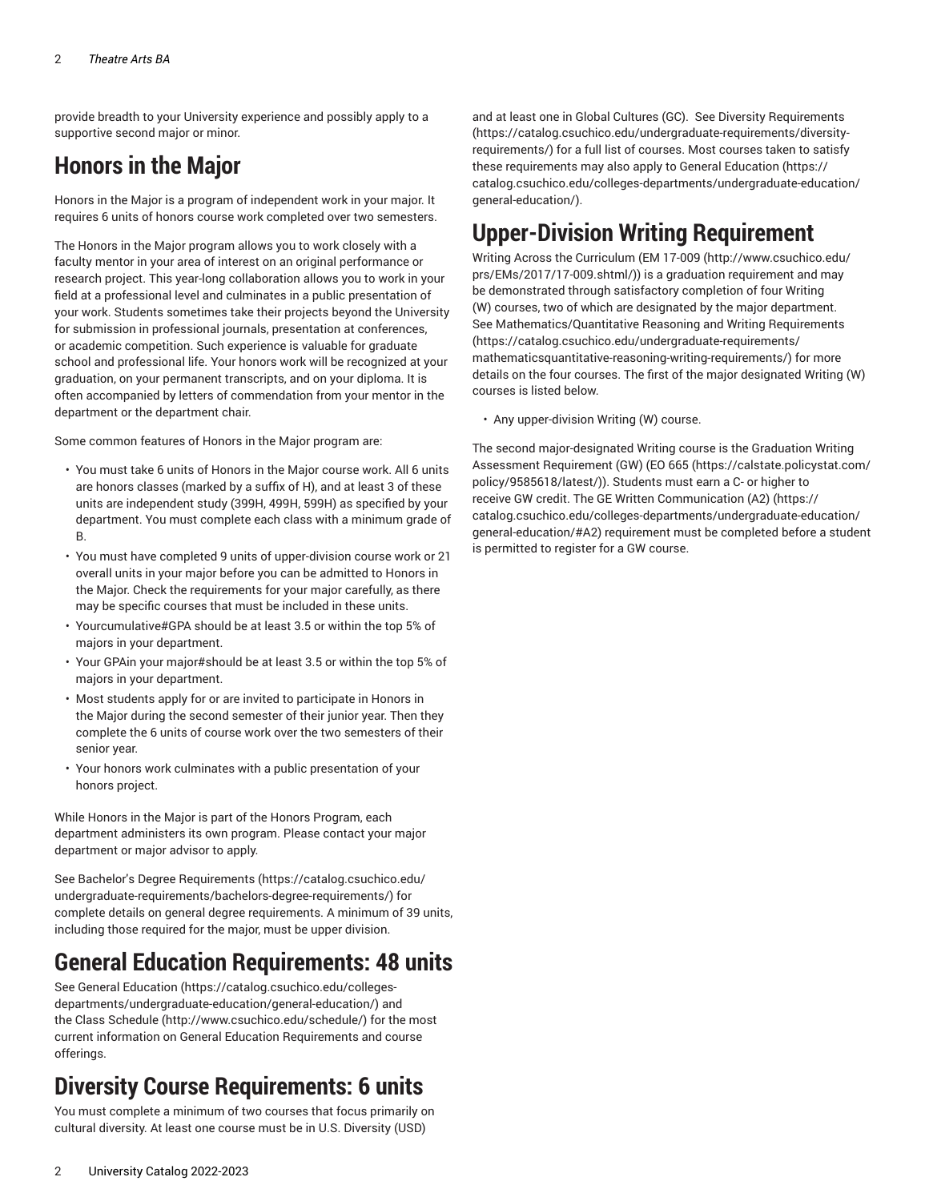provide breadth to your University experience and possibly apply to a supportive second major or minor.

## Honors in the Major

Honors in the Major is a program of independent work in your major. It requires 6 units of honors course work completed over two semesters.

The Honors in the Major program allows you to work closely with a faculty mentor in your area of interest on an original performance or research project. This year-long collaboration allows you to work in your field at a professional level and culminates in a public presentation of your work. Students sometimes take their projects beyond the University for submission in professional journals, presentation at conferences, or academic competition. Such experience is valuable for graduate school and professional life. Your honors work will be recognized at your graduation, on your permanent transcripts, and on your diploma. It is often accompanied by letters of commendation from your mentor in the department or the department chair.

Some common features of Honors in the Major program are:

- You must take 6 units of Honors in the Major course work. All 6 units are honors classes (marked by a suffix of H), and at least 3 of these units are independent study (399H, 499H, 599H) as specified by your department. You must complete each class with a minimum grade of B.
- You must have completed 9 units of upper-division course work or 21 overall units in your major before you can be admitted to Honors in the Major. Check the requirements for your major carefully, as there may be specific courses that must be included in these units.
- Yourcumulative#GPA should be at least 3.5 or within the top 5% of majors in your department.
- Your GPAin your major#should be at least 3.5 or within the top 5% of majors in your department.
- Most students apply for or are invited to participate in Honors in the Major during the second semester of their junior year. Then they complete the 6 units of course work over the two semesters of their senior year.
- Your honors work culminates with a public presentation of your honors project.

While Honors in the Major is part of the Honors Program, each department administers its own program. Please contact your major department or major advisor to apply.

See Bachelor's Degree Requirements (https://catalog.csuchico.edu/undergraduate-requirements/bachelors-degree-requirements/) for complete details on general degree requirements. A minimum of 39 units, including those required for the major, must be upper division.

## General Education Requirements: 48 units

See General Education (https://catalog.csuchico.edu/colleges-departments/undergraduate-education/general-education/) and the Class Schedule (http://www.csuchico.edu/schedule/) for the most current information on General Education Requirements and course offerings.

## Diversity Course Requirements: 6 units

You must complete a minimum of two courses that focus primarily on cultural diversity. At least one course must be in U.S. Diversity (USD) and at least one in Global Cultures (GC). See Diversity Requirements (https://catalog.csuchico.edu/undergraduate-requirements/diversity-requirements/) for a full list of courses. Most courses taken to satisfy these requirements may also apply to General Education (https://catalog.csuchico.edu/colleges-departments/undergraduate-education/general-education/).

## Upper-Division Writing Requirement

Writing Across the Curriculum (EM 17-009 (http://www.csuchico.edu/prs/EMs/2017/17-009.shtml/)) is a graduation requirement and may be demonstrated through satisfactory completion of four Writing (W) courses, two of which are designated by the major department. See Mathematics/Quantitative Reasoning and Writing Requirements (https://catalog.csuchico.edu/undergraduate-requirements/mathematicsquantitative-reasoning-writing-requirements/) for more details on the four courses. The first of the major designated Writing (W) courses is listed below.

- Any upper-division Writing (W) course.

The second major-designated Writing course is the Graduation Writing Assessment Requirement (GW) (EO 665 (https://calstate.policystat.com/policy/9585618/latest/)). Students must earn a C- or higher to receive GW credit. The GE Written Communication (A2) (https://catalog.csuchico.edu/colleges-departments/undergraduate-education/general-education/#A2) requirement must be completed before a student is permitted to register for a GW course.